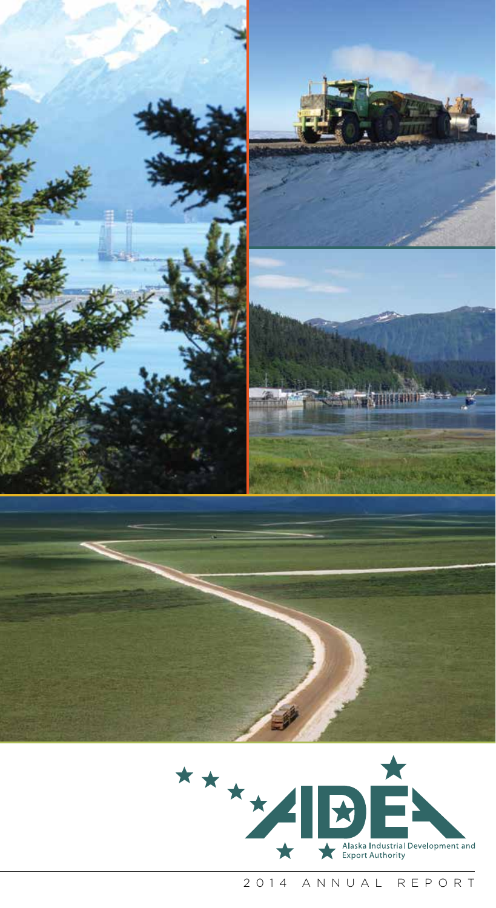Alaska Industrial Development and Export Authority

# 2014 ANNUAL REPORT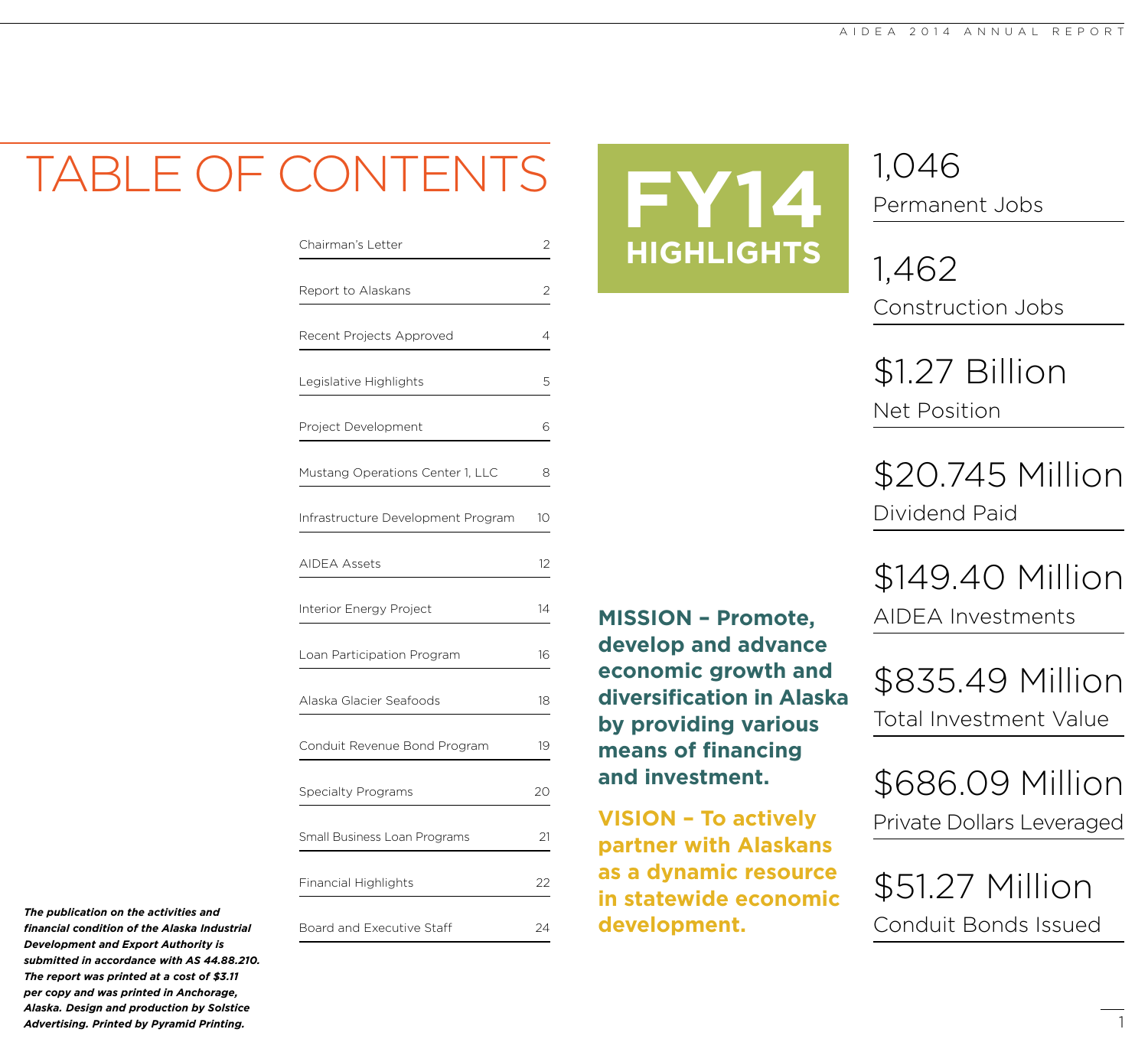# TABLE OF CONTENTS

| | |
|---|---|
| Chairman's Letter | 2 |
| Report to Alaskans | 2 |
| Recent Projects Approved | 4 |
| Legislative Highlights | 5 |
| Project Development | 6 |
| Mustang Operations Center 1, LLC | 8 |
| Infrastructure Development Program | 10 |
| AIDEA Assets | 12 |
| Interior Energy Project | 14 |
| Loan Participation Program | 16 |
| Alaska Glacier Seafoods | 18 |
| Conduit Revenue Bond Program | 19 |
| Specialty Programs | 20 |
| Small Business Loan Programs | 21 |
| Financial Highlights | 22 |
| Board and Executive Staff | 24 |

***The publication on the activities and financial condition of the Alaska Industrial Development and Export Authority is submitted in accordance with AS 44.88.210. The report was printed at a cost of $3.11 per copy and was printed in Anchorage, Alaska. Design and production by Solstice Advertising. Printed by Pyramid Printing.***

# FY14 HIGHLIGHTS

**MISSION – Promote, develop and advance economic growth and diversification in Alaska by providing various means of financing and investment.**

**VISION – To actively partner with Alaskans as a dynamic resource in statewide economic development.**

1,046
Permanent Jobs

1,462
Construction Jobs

$1.27 Billion
Net Position

$20.745 Million
Dividend Paid

$149.40 Million
AIDEA Investments

$835.49 Million
Total Investment Value

$686.09 Million
Private Dollars Leveraged

$51.27 Million
Conduit Bonds Issued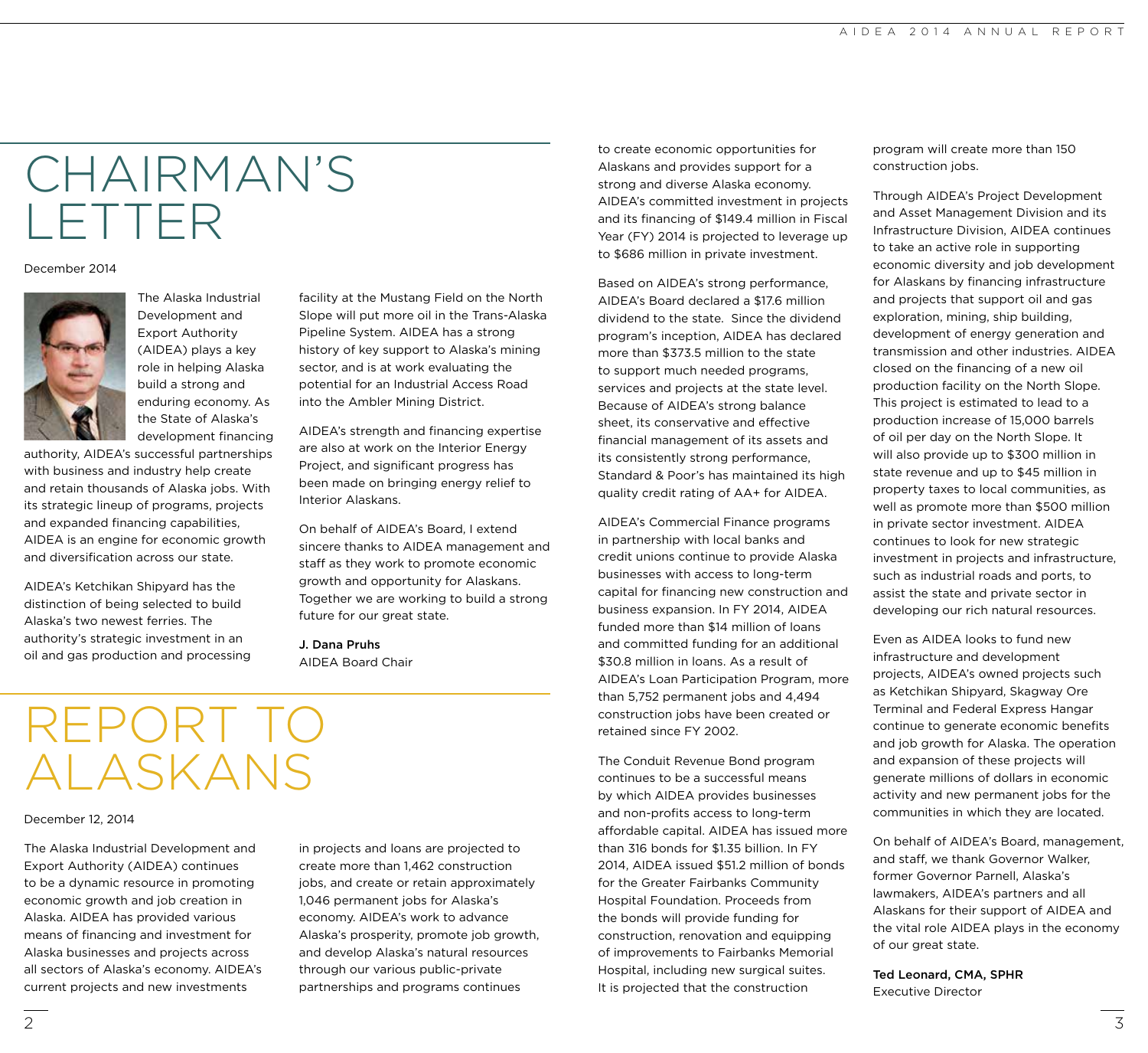# CHAIRMAN'S LETTER

December 2014

The Alaska Industrial Development and Export Authority (AIDEA) plays a key role in helping Alaska build a strong and enduring economy. As the State of Alaska's development financing authority, AIDEA's successful partnerships with business and industry help create and retain thousands of Alaska jobs. With its strategic lineup of programs, projects and expanded financing capabilities, AIDEA is an engine for economic growth and diversification across our state.

AIDEA's Ketchikan Shipyard has the distinction of being selected to build Alaska's two newest ferries. The authority's strategic investment in an oil and gas production and processing facility at the Mustang Field on the North Slope will put more oil in the Trans-Alaska Pipeline System. AIDEA has a strong history of key support to Alaska's mining sector, and is at work evaluating the potential for an Industrial Access Road into the Ambler Mining District.

AIDEA's strength and financing expertise are also at work on the Interior Energy Project, and significant progress has been made on bringing energy relief to Interior Alaskans.

On behalf of AIDEA's Board, I extend sincere thanks to AIDEA management and staff as they work to promote economic growth and opportunity for Alaskans. Together we are working to build a strong future for our great state.

**J. Dana Pruhs**
AIDEA Board Chair

# REPORT TO ALASKANS

December 12, 2014

The Alaska Industrial Development and Export Authority (AIDEA) continues to be a dynamic resource in promoting economic growth and job creation in Alaska. AIDEA has provided various means of financing and investment for Alaska businesses and projects across all sectors of Alaska's economy. AIDEA's current projects and new investments in projects and loans are projected to create more than 1,462 construction jobs, and create or retain approximately 1,046 permanent jobs for Alaska's economy. AIDEA's work to advance Alaska's prosperity, promote job growth, and develop Alaska's natural resources through our various public-private partnerships and programs continues to create economic opportunities for Alaskans and provides support for a strong and diverse Alaska economy. AIDEA's committed investment in projects and its financing of $149.4 million in Fiscal Year (FY) 2014 is projected to leverage up to $686 million in private investment.

Based on AIDEA's strong performance, AIDEA's Board declared a $17.6 million dividend to the state. Since the dividend program's inception, AIDEA has declared more than $373.5 million to the state to support much needed programs, services and projects at the state level. Because of AIDEA's strong balance sheet, its conservative and effective financial management of its assets and its consistently strong performance, Standard & Poor's has maintained its high quality credit rating of AA+ for AIDEA.

AIDEA's Commercial Finance programs in partnership with local banks and credit unions continue to provide Alaska businesses with access to long-term capital for financing new construction and business expansion. In FY 2014, AIDEA funded more than $14 million of loans and committed funding for an additional $30.8 million in loans. As a result of AIDEA's Loan Participation Program, more than 5,752 permanent jobs and 4,494 construction jobs have been created or retained since FY 2002.

The Conduit Revenue Bond program continues to be a successful means by which AIDEA provides businesses and non-profits access to long-term affordable capital. AIDEA has issued more than 316 bonds for $1.35 billion. In FY 2014, AIDEA issued $51.2 million of bonds for the Greater Fairbanks Community Hospital Foundation. Proceeds from the bonds will provide funding for construction, renovation and equipping of improvements to Fairbanks Memorial Hospital, including new surgical suites. It is projected that the construction program will create more than 150 construction jobs.

Through AIDEA's Project Development and Asset Management Division and its Infrastructure Division, AIDEA continues to take an active role in supporting economic diversity and job development for Alaskans by financing infrastructure and projects that support oil and gas exploration, mining, ship building, development of energy generation and transmission and other industries. AIDEA closed on the financing of a new oil production facility on the North Slope. This project is estimated to lead to a production increase of 15,000 barrels of oil per day on the North Slope. It will also provide up to $300 million in state revenue and up to $45 million in property taxes to local communities, as well as promote more than $500 million in private sector investment. AIDEA continues to look for new strategic investment in projects and infrastructure, such as industrial roads and ports, to assist the state and private sector in developing our rich natural resources.

Even as AIDEA looks to fund new infrastructure and development projects, AIDEA's owned projects such as Ketchikan Shipyard, Skagway Ore Terminal and Federal Express Hangar continue to generate economic benefits and job growth for Alaska. The operation and expansion of these projects will generate millions of dollars in economic activity and new permanent jobs for the communities in which they are located.

On behalf of AIDEA's Board, management, and staff, we thank Governor Walker, former Governor Parnell, Alaska's lawmakers, AIDEA's partners and all Alaskans for their support of AIDEA and the vital role AIDEA plays in the economy of our great state.

**Ted Leonard, CMA, SPHR**
Executive Director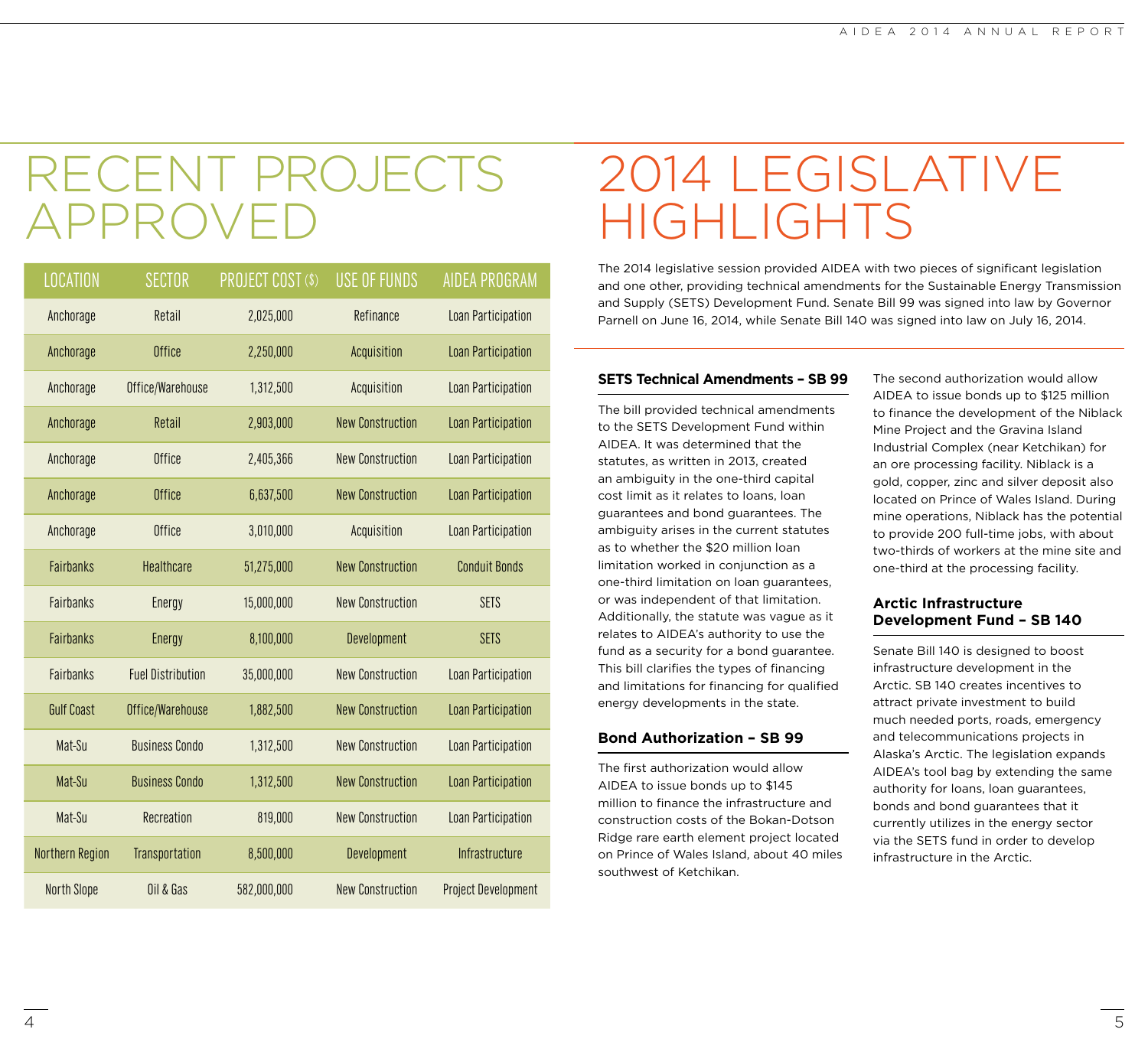# RECENT PROJECTS APPROVED

| LOCATION | SECTOR | PROJECT COST ($) | USE OF FUNDS | AIDEA PROGRAM |
|---|---|---|---|---|
| Anchorage | Retail | 2,025,000 | Refinance | Loan Participation |
| Anchorage | Office | 2,250,000 | Acquisition | Loan Participation |
| Anchorage | Office/Warehouse | 1,312,500 | Acquisition | Loan Participation |
| Anchorage | Retail | 2,903,000 | New Construction | Loan Participation |
| Anchorage | Office | 2,405,366 | New Construction | Loan Participation |
| Anchorage | Office | 6,637,500 | New Construction | Loan Participation |
| Anchorage | Office | 3,010,000 | Acquisition | Loan Participation |
| Fairbanks | Healthcare | 51,275,000 | New Construction | Conduit Bonds |
| Fairbanks | Energy | 15,000,000 | New Construction | SETS |
| Fairbanks | Energy | 8,100,000 | Development | SETS |
| Fairbanks | Fuel Distribution | 35,000,000 | New Construction | Loan Participation |
| Gulf Coast | Office/Warehouse | 1,882,500 | New Construction | Loan Participation |
| Mat-Su | Business Condo | 1,312,500 | New Construction | Loan Participation |
| Mat-Su | Business Condo | 1,312,500 | New Construction | Loan Participation |
| Mat-Su | Recreation | 819,000 | New Construction | Loan Participation |
| Northern Region | Transportation | 8,500,000 | Development | Infrastructure |
| North Slope | Oil & Gas | 582,000,000 | New Construction | Project Development |

# 2014 LEGISLATIVE HIGHLIGHTS

The 2014 legislative session provided AIDEA with two pieces of significant legislation and one other, providing technical amendments for the Sustainable Energy Transmission and Supply (SETS) Development Fund. Senate Bill 99 was signed into law by Governor Parnell on June 16, 2014, while Senate Bill 140 was signed into law on July 16, 2014.

### SETS Technical Amendments – SB 99

The bill provided technical amendments to the SETS Development Fund within AIDEA. It was determined that the statutes, as written in 2013, created an ambiguity in the one-third capital cost limit as it relates to loans, loan guarantees and bond guarantees. The ambiguity arises in the current statutes as to whether the $20 million loan limitation worked in conjunction as a one-third limitation on loan guarantees, or was independent of that limitation. Additionally, the statute was vague as it relates to AIDEA's authority to use the fund as a security for a bond guarantee. This bill clarifies the types of financing and limitations for financing for qualified energy developments in the state.

### Bond Authorization – SB 99

The first authorization would allow AIDEA to issue bonds up to $145 million to finance the infrastructure and construction costs of the Bokan-Dotson Ridge rare earth element project located on Prince of Wales Island, about 40 miles southwest of Ketchikan.

The second authorization would allow AIDEA to issue bonds up to $125 million to finance the development of the Niblack Mine Project and the Gravina Island Industrial Complex (near Ketchikan) for an ore processing facility. Niblack is a gold, copper, zinc and silver deposit also located on Prince of Wales Island. During mine operations, Niblack has the potential to provide 200 full-time jobs, with about two-thirds of workers at the mine site and one-third at the processing facility.

### Arctic Infrastructure Development Fund – SB 140

Senate Bill 140 is designed to boost infrastructure development in the Arctic. SB 140 creates incentives to attract private investment to build much needed ports, roads, emergency and telecommunications projects in Alaska's Arctic. The legislation expands AIDEA's tool bag by extending the same authority for loans, loan guarantees, bonds and bond guarantees that it currently utilizes in the energy sector via the SETS fund in order to develop infrastructure in the Arctic.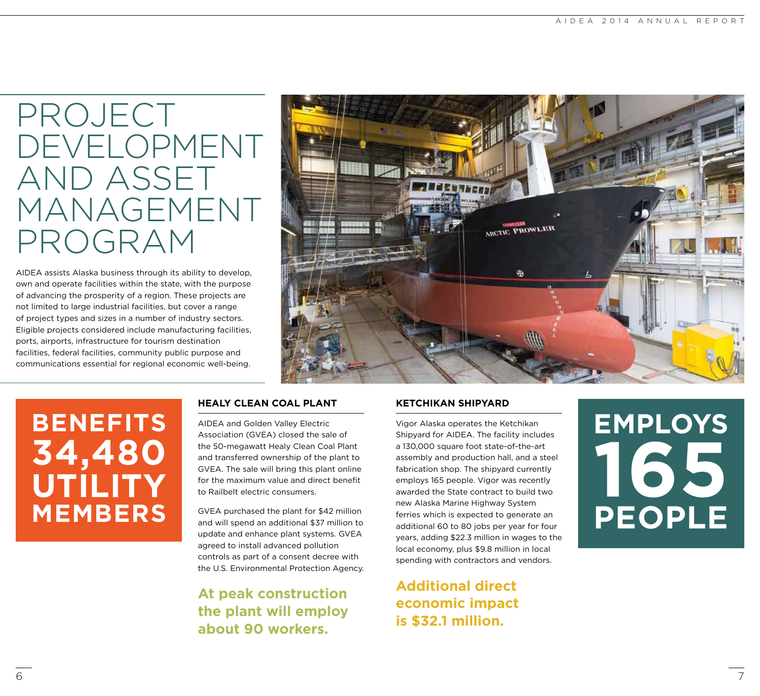# PROJECT DEVELOPMENT AND ASSET MANAGEMENT PROGRAM

AIDEA assists Alaska business through its ability to develop, own and operate facilities within the state, with the purpose of advancing the prosperity of a region. These projects are not limited to large industrial facilities, but cover a range of project types and sizes in a number of industry sectors. Eligible projects considered include manufacturing facilities, ports, airports, infrastructure for tourism destination facilities, federal facilities, community public purpose and communications essential for regional economic well-being.

**BENEFITS 34,480 UTILITY MEMBERS**

### HEALY CLEAN COAL PLANT

AIDEA and Golden Valley Electric Association (GVEA) closed the sale of the 50-megawatt Healy Clean Coal Plant and transferred ownership of the plant to GVEA. The sale will bring this plant online for the maximum value and direct benefit to Railbelt electric consumers.

GVEA purchased the plant for $42 million and will spend an additional $37 million to update and enhance plant systems. GVEA agreed to install advanced pollution controls as part of a consent decree with the U.S. Environmental Protection Agency.

**At peak construction the plant will employ about 90 workers.**

### KETCHIKAN SHIPYARD

Vigor Alaska operates the Ketchikan Shipyard for AIDEA. The facility includes a 130,000 square foot state-of-the-art assembly and production hall, and a steel fabrication shop. The shipyard currently employs 165 people. Vigor was recently awarded the State contract to build two new Alaska Marine Highway System ferries which is expected to generate an additional 60 to 80 jobs per year for four years, adding $22.3 million in wages to the local economy, plus $9.8 million in local spending with contractors and vendors.

**Additional direct economic impact is $32.1 million.**

**EMPLOYS 165 PEOPLE**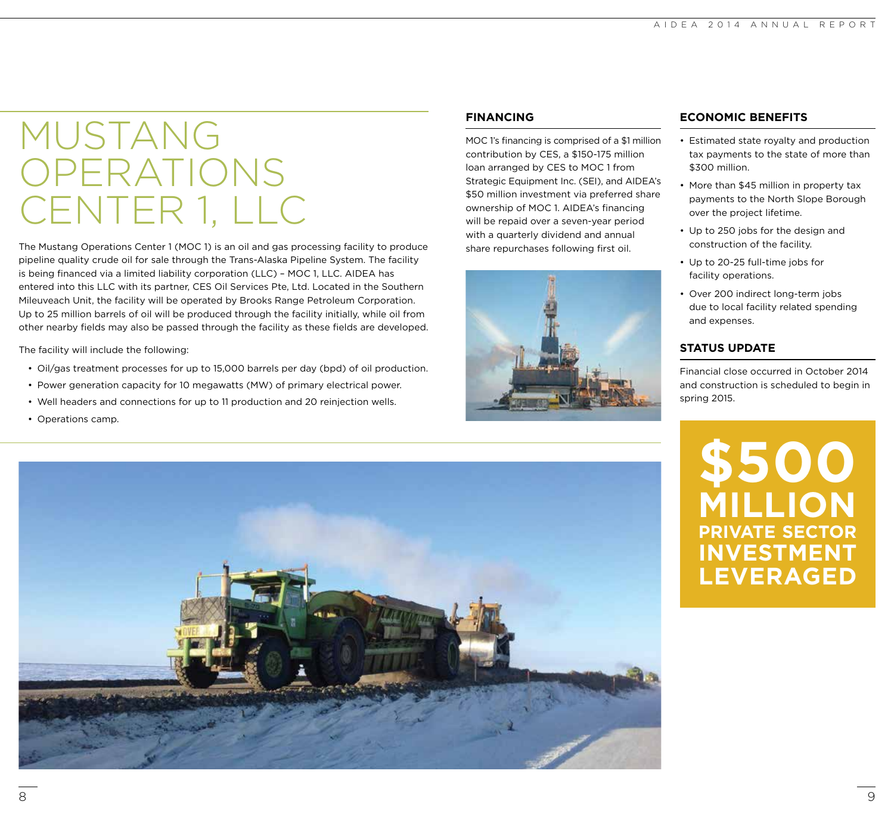# MUSTANG OPERATIONS CENTER 1, LLC

The Mustang Operations Center 1 (MOC 1) is an oil and gas processing facility to produce pipeline quality crude oil for sale through the Trans-Alaska Pipeline System. The facility is being financed via a limited liability corporation (LLC) – MOC 1, LLC. AIDEA has entered into this LLC with its partner, CES Oil Services Pte, Ltd. Located in the Southern Mileuveach Unit, the facility will be operated by Brooks Range Petroleum Corporation. Up to 25 million barrels of oil will be produced through the facility initially, while oil from other nearby fields may also be passed through the facility as these fields are developed.

The facility will include the following:

- Oil/gas treatment processes for up to 15,000 barrels per day (bpd) of oil production.
- Power generation capacity for 10 megawatts (MW) of primary electrical power.
- Well headers and connections for up to 11 production and 20 reinjection wells.
- Operations camp.

## FINANCING

MOC 1's financing is comprised of a $1 million contribution by CES, a $150-175 million loan arranged by CES to MOC 1 from Strategic Equipment Inc. (SEI), and AIDEA's $50 million investment via preferred share ownership of MOC 1. AIDEA's financing will be repaid over a seven-year period with a quarterly dividend and annual share repurchases following first oil.

## ECONOMIC BENEFITS

- Estimated state royalty and production tax payments to the state of more than $300 million.
- More than $45 million in property tax payments to the North Slope Borough over the project lifetime.
- Up to 250 jobs for the design and construction of the facility.
- Up to 20-25 full-time jobs for facility operations.
- Over 200 indirect long-term jobs due to local facility related spending and expenses.

## STATUS UPDATE

Financial close occurred in October 2014 and construction is scheduled to begin in spring 2015.

**$500 MILLION PRIVATE SECTOR INVESTMENT LEVERAGED**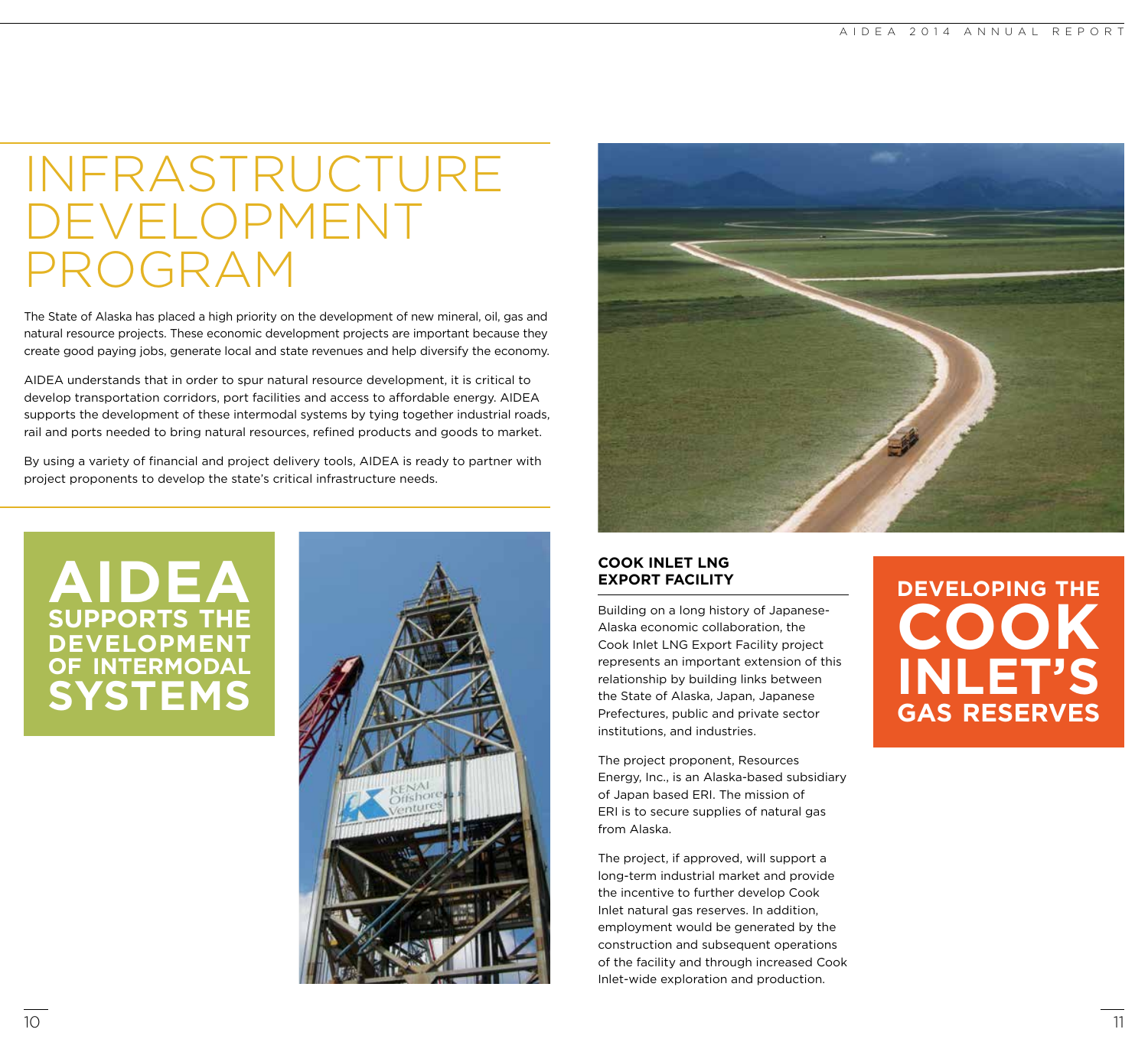# INFRASTRUCTURE DEVELOPMENT PROGRAM

The State of Alaska has placed a high priority on the development of new mineral, oil, gas and natural resource projects. These economic development projects are important because they create good paying jobs, generate local and state revenues and help diversify the economy.

AIDEA understands that in order to spur natural resource development, it is critical to develop transportation corridors, port facilities and access to affordable energy. AIDEA supports the development of these intermodal systems by tying together industrial roads, rail and ports needed to bring natural resources, refined products and goods to market.

By using a variety of financial and project delivery tools, AIDEA is ready to partner with project proponents to develop the state's critical infrastructure needs.

**AIDEA SUPPORTS THE DEVELOPMENT OF INTERMODAL SYSTEMS**

## COOK INLET LNG EXPORT FACILITY

Building on a long history of Japanese-Alaska economic collaboration, the Cook Inlet LNG Export Facility project represents an important extension of this relationship by building links between the State of Alaska, Japan, Japanese Prefectures, public and private sector institutions, and industries.

The project proponent, Resources Energy, Inc., is an Alaska-based subsidiary of Japan based ERI. The mission of ERI is to secure supplies of natural gas from Alaska.

The project, if approved, will support a long-term industrial market and provide the incentive to further develop Cook Inlet natural gas reserves. In addition, employment would be generated by the construction and subsequent operations of the facility and through increased Cook Inlet-wide exploration and production.

**DEVELOPING THE COOK INLET'S GAS RESERVES**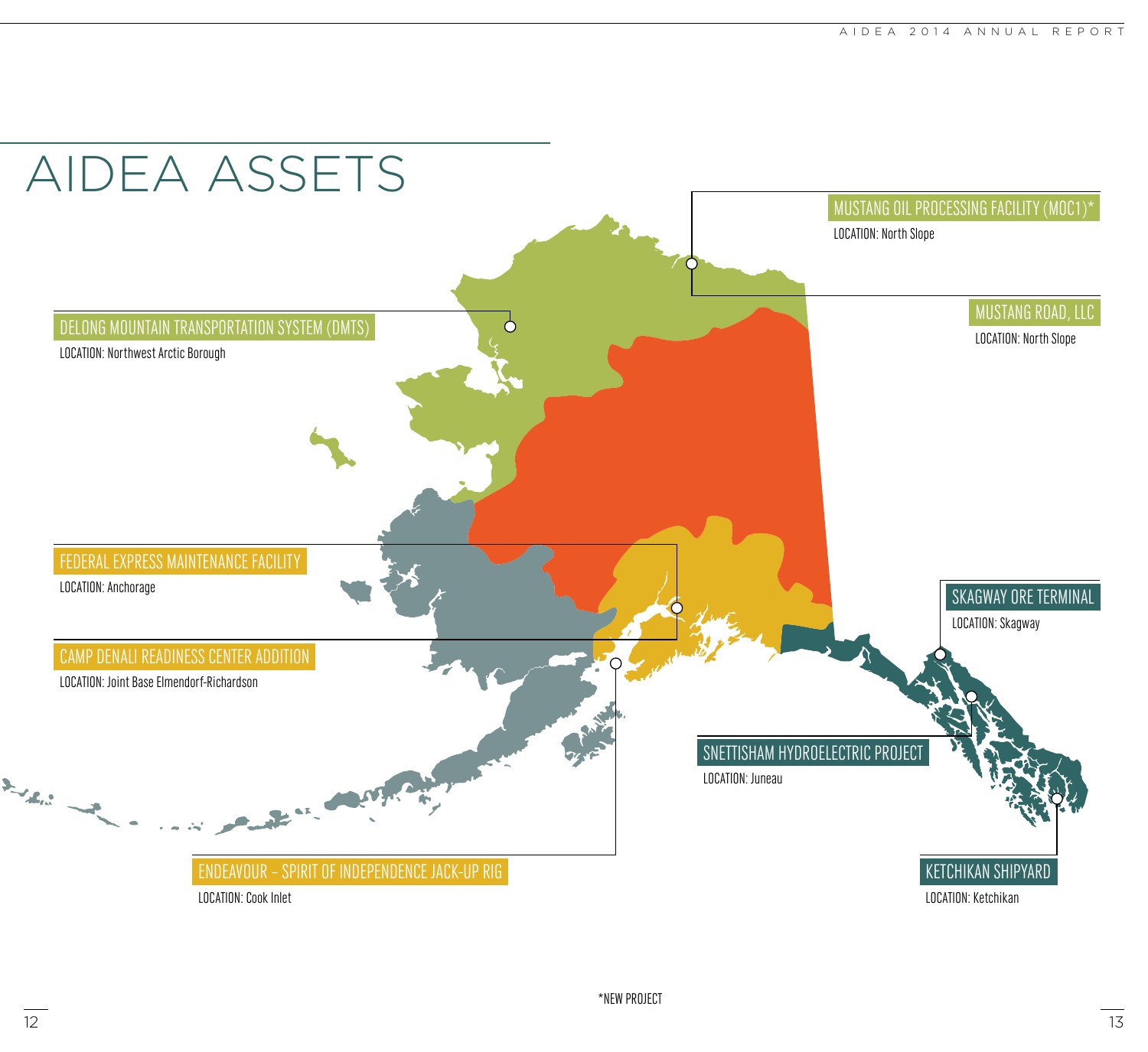# AIDEA ASSETS

**MUSTANG OIL PROCESSING FACILITY (MOC1)***
LOCATION: North Slope

**MUSTANG ROAD, LLC**
LOCATION: North Slope

**DELONG MOUNTAIN TRANSPORTATION SYSTEM (DMTS)**
LOCATION: Northwest Arctic Borough

**FEDERAL EXPRESS MAINTENANCE FACILITY**
LOCATION: Anchorage

**CAMP DENALI READINESS CENTER ADDITION**
LOCATION: Joint Base Elmendorf-Richardson

**SKAGWAY ORE TERMINAL**
LOCATION: Skagway

**SNETTISHAM HYDROELECTRIC PROJECT**
LOCATION: Juneau

**ENDEAVOUR – SPIRIT OF INDEPENDENCE JACK-UP RIG**
LOCATION: Cook Inlet

**KETCHIKAN SHIPYARD**
LOCATION: Ketchikan

*NEW PROJECT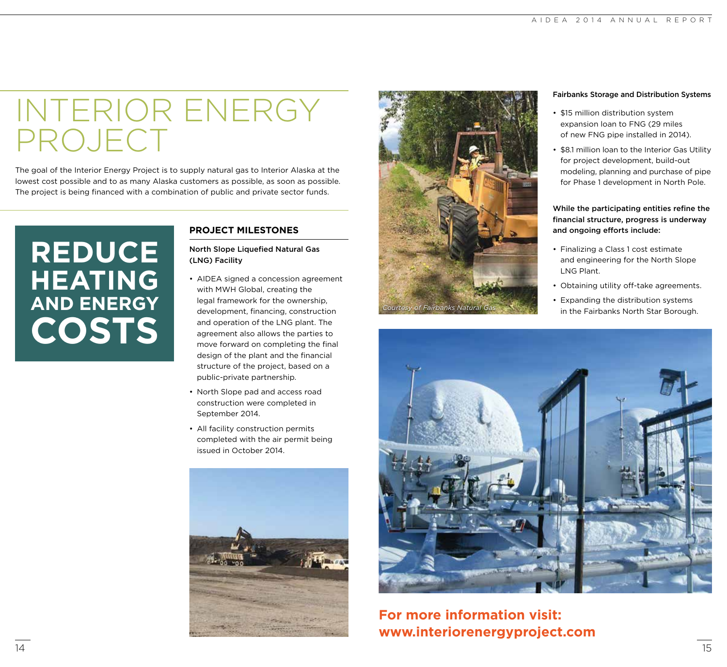# INTERIOR ENERGY PROJECT

The goal of the Interior Energy Project is to supply natural gas to Interior Alaska at the lowest cost possible and to as many Alaska customers as possible, as soon as possible. The project is being financed with a combination of public and private sector funds.

**REDUCE HEATING AND ENERGY COSTS**

## PROJECT MILESTONES

**North Slope Liquefied Natural Gas (LNG) Facility**

- AIDEA signed a concession agreement with MWH Global, creating the legal framework for the ownership, development, financing, construction and operation of the LNG plant. The agreement also allows the parties to move forward on completing the final design of the plant and the financial structure of the project, based on a public-private partnership.
- North Slope pad and access road construction were completed in September 2014.
- All facility construction permits completed with the air permit being issued in October 2014.

*Courtesy of Fairbanks Natural Gas*

**Fairbanks Storage and Distribution Systems**

- $15 million distribution system expansion loan to FNG (29 miles of new FNG pipe installed in 2014).
- $8.1 million loan to the Interior Gas Utility for project development, build-out modeling, planning and purchase of pipe for Phase 1 development in North Pole.

**While the participating entities refine the financial structure, progress is underway and ongoing efforts include:**

- Finalizing a Class 1 cost estimate and engineering for the North Slope LNG Plant.
- Obtaining utility off-take agreements.
- Expanding the distribution systems in the Fairbanks North Star Borough.

**For more information visit: www.interiorenergyproject.com**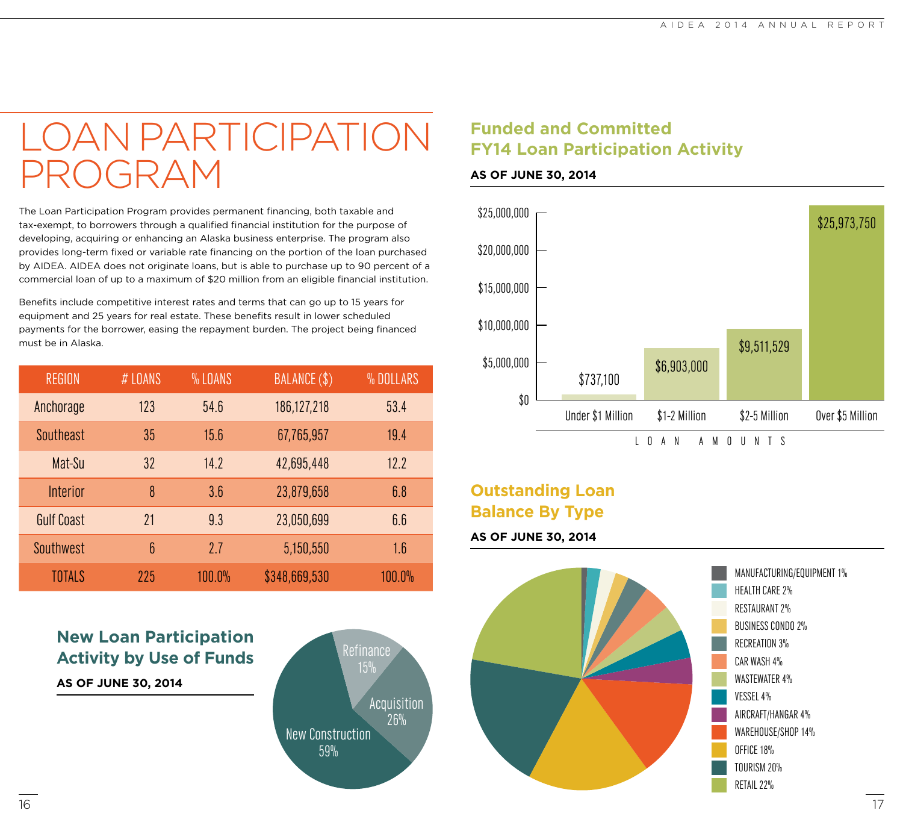# LOAN PARTICIPATION PROGRAM

The Loan Participation Program provides permanent financing, both taxable and tax-exempt, to borrowers through a qualified financial institution for the purpose of developing, acquiring or enhancing an Alaska business enterprise. The program also provides long-term fixed or variable rate financing on the portion of the loan purchased by AIDEA. AIDEA does not originate loans, but is able to purchase up to 90 percent of a commercial loan of up to a maximum of $20 million from an eligible financial institution.

Benefits include competitive interest rates and terms that can go up to 15 years for equipment and 25 years for real estate. These benefits result in lower scheduled payments for the borrower, easing the repayment burden. The project being financed must be in Alaska.

| REGION | # LOANS | % LOANS | BALANCE ($) | % DOLLARS |
|---|---|---|---|---|
| Anchorage | 123 | 54.6 | 186,127,218 | 53.4 |
| Southeast | 35 | 15.6 | 67,765,957 | 19.4 |
| Mat-Su | 32 | 14.2 | 42,695,448 | 12.2 |
| Interior | 8 | 3.6 | 23,879,658 | 6.8 |
| Gulf Coast | 21 | 9.3 | 23,050,699 | 6.6 |
| Southwest | 6 | 2.7 | 5,150,550 | 1.6 |
| TOTALS | 225 | 100.0% | $348,669,530 | 100.0% |

## New Loan Participation Activity by Use of Funds

**AS OF JUNE 30, 2014**

| Use of Funds | Percent |
|---|---|
| New Construction | 59% |
| Acquisition | 26% |
| Refinance | 15% |

## Funded and Committed FY14 Loan Participation Activity

**AS OF JUNE 30, 2014**

| Loan Amounts | Amount |
|---|---|
| Under $1 Million | $737,100 |
| $1-2 Million | $6,903,000 |
| $2-5 Million | $9,511,529 |
| Over $5 Million | $25,973,750 |

## Outstanding Loan Balance By Type

**AS OF JUNE 30, 2014**

| Type | Percent |
|---|---|
| MANUFACTURING/EQUIPMENT | 1% |
| HEALTH CARE | 2% |
| RESTAURANT | 2% |
| BUSINESS CONDO | 2% |
| RECREATION | 3% |
| CAR WASH | 4% |
| WASTEWATER | 4% |
| VESSEL | 4% |
| AIRCRAFT/HANGAR | 4% |
| WAREHOUSE/SHOP | 14% |
| OFFICE | 18% |
| TOURISM | 20% |
| RETAIL | 22% |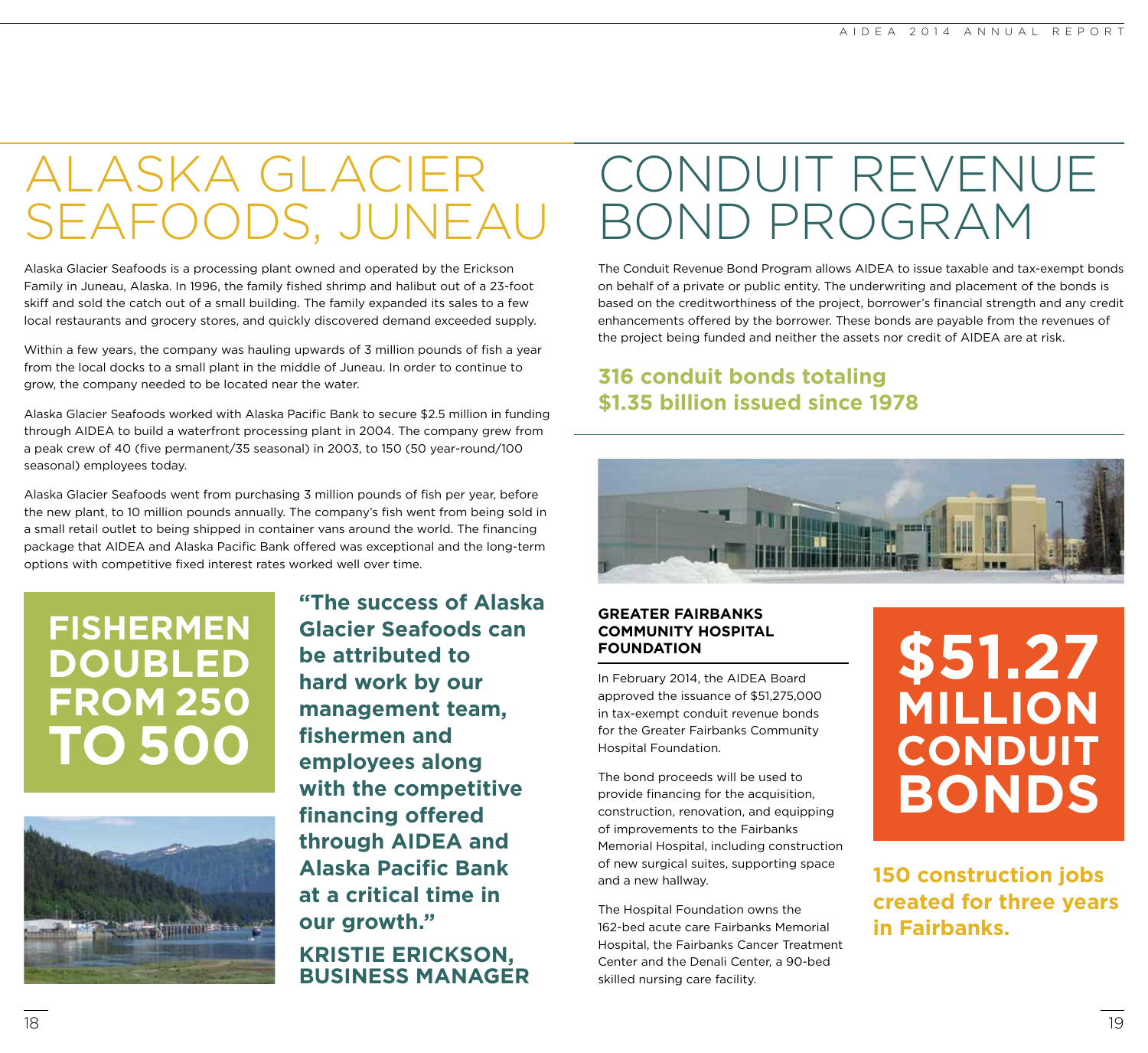# ALASKA GLACIER SEAFOODS, JUNEAU

Alaska Glacier Seafoods is a processing plant owned and operated by the Erickson Family in Juneau, Alaska. In 1996, the family fished shrimp and halibut out of a 23-foot skiff and sold the catch out of a small building. The family expanded its sales to a few local restaurants and grocery stores, and quickly discovered demand exceeded supply.

Within a few years, the company was hauling upwards of 3 million pounds of fish a year from the local docks to a small plant in the middle of Juneau. In order to continue to grow, the company needed to be located near the water.

Alaska Glacier Seafoods worked with Alaska Pacific Bank to secure $2.5 million in funding through AIDEA to build a waterfront processing plant in 2004. The company grew from a peak crew of 40 (five permanent/35 seasonal) in 2003, to 150 (50 year-round/100 seasonal) employees today.

Alaska Glacier Seafoods went from purchasing 3 million pounds of fish per year, before the new plant, to 10 million pounds annually. The company's fish went from being sold in a small retail outlet to being shipped in container vans around the world. The financing package that AIDEA and Alaska Pacific Bank offered was exceptional and the long-term options with competitive fixed interest rates worked well over time.

**FISHERMEN DOUBLED FROM 250 TO 500**

**"The success of Alaska Glacier Seafoods can be attributed to hard work by our management team, fishermen and employees along with the competitive financing offered through AIDEA and Alaska Pacific Bank at a critical time in our growth."**

**KRISTIE ERICKSON, BUSINESS MANAGER**

# CONDUIT REVENUE BOND PROGRAM

The Conduit Revenue Bond Program allows AIDEA to issue taxable and tax-exempt bonds on behalf of a private or public entity. The underwriting and placement of the bonds is based on the creditworthiness of the project, borrower's financial strength and any credit enhancements offered by the borrower. These bonds are payable from the revenues of the project being funded and neither the assets nor credit of AIDEA are at risk.

**316 conduit bonds totaling $1.35 billion issued since 1978**

### GREATER FAIRBANKS COMMUNITY HOSPITAL FOUNDATION

In February 2014, the AIDEA Board approved the issuance of $51,275,000 in tax-exempt conduit revenue bonds for the Greater Fairbanks Community Hospital Foundation.

The bond proceeds will be used to provide financing for the acquisition, construction, renovation, and equipping of improvements to the Fairbanks Memorial Hospital, including construction of new surgical suites, supporting space and a new hallway.

The Hospital Foundation owns the 162-bed acute care Fairbanks Memorial Hospital, the Fairbanks Cancer Treatment Center and the Denali Center, a 90-bed skilled nursing care facility.

**$51.27 MILLION CONDUIT BONDS**

**150 construction jobs created for three years in Fairbanks.**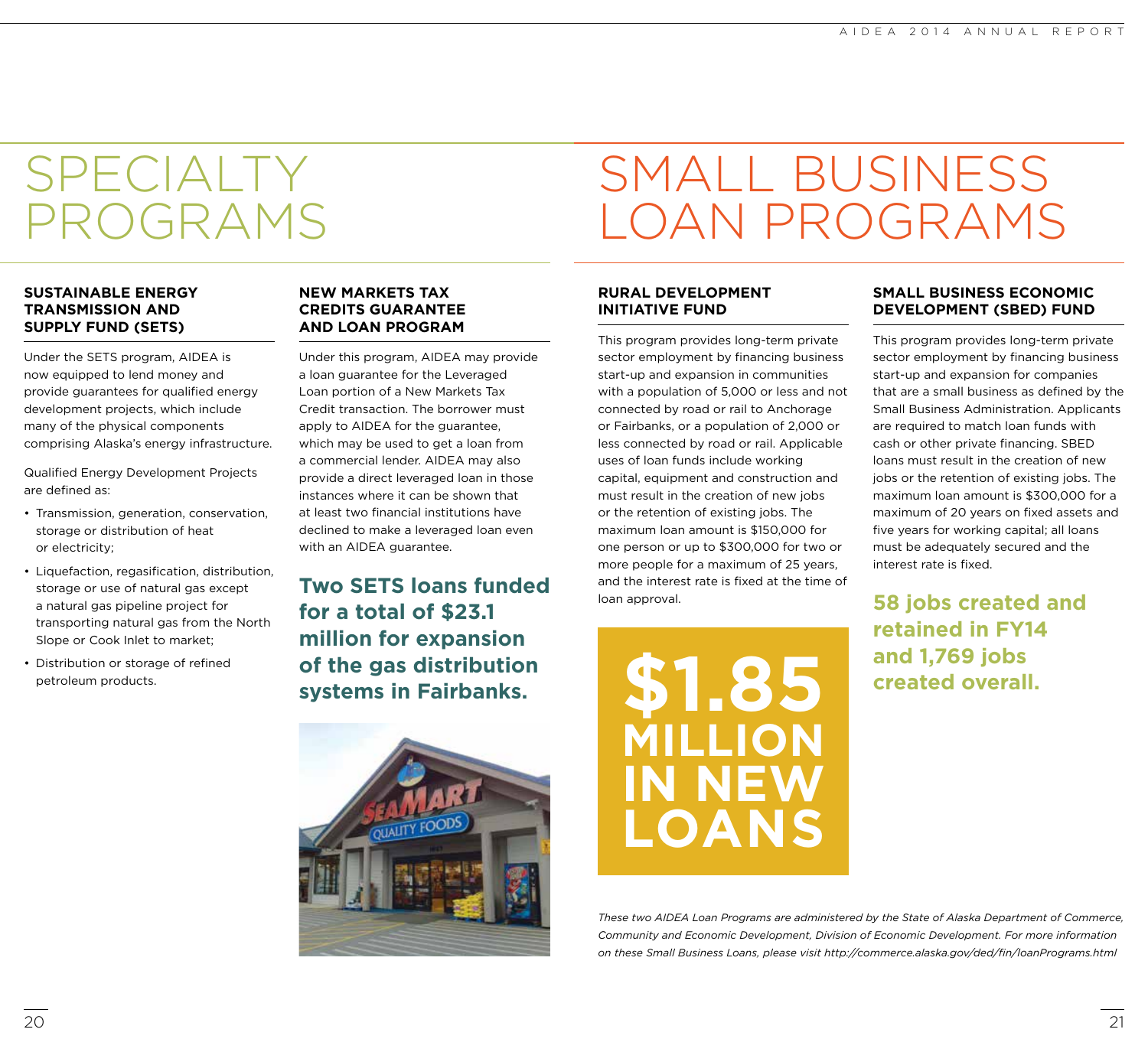# SPECIALTY PROGRAMS

### SUSTAINABLE ENERGY TRANSMISSION AND SUPPLY FUND (SETS)

Under the SETS program, AIDEA is now equipped to lend money and provide guarantees for qualified energy development projects, which include many of the physical components comprising Alaska's energy infrastructure.

Qualified Energy Development Projects are defined as:

- Transmission, generation, conservation, storage or distribution of heat or electricity;
- Liquefaction, regasification, distribution, storage or use of natural gas except a natural gas pipeline project for transporting natural gas from the North Slope or Cook Inlet to market;
- Distribution or storage of refined petroleum products.

### NEW MARKETS TAX CREDITS GUARANTEE AND LOAN PROGRAM

Under this program, AIDEA may provide a loan guarantee for the Leveraged Loan portion of a New Markets Tax Credit transaction. The borrower must apply to AIDEA for the guarantee, which may be used to get a loan from a commercial lender. AIDEA may also provide a direct leveraged loan in those instances where it can be shown that at least two financial institutions have declined to make a leveraged loan even with an AIDEA guarantee.

**Two SETS loans funded for a total of $23.1 million for expansion of the gas distribution systems in Fairbanks.**

# SMALL BUSINESS LOAN PROGRAMS

### RURAL DEVELOPMENT INITIATIVE FUND

This program provides long-term private sector employment by financing business start-up and expansion in communities with a population of 5,000 or less and not connected by road or rail to Anchorage or Fairbanks, or a population of 2,000 or less connected by road or rail. Applicable uses of loan funds include working capital, equipment and construction and must result in the creation of new jobs or the retention of existing jobs. The maximum loan amount is $150,000 for one person or up to $300,000 for two or more people for a maximum of 25 years, and the interest rate is fixed at the time of loan approval.

**$1.85 MILLION IN NEW LOANS**

### SMALL BUSINESS ECONOMIC DEVELOPMENT (SBED) FUND

This program provides long-term private sector employment by financing business start-up and expansion for companies that are a small business as defined by the Small Business Administration. Applicants are required to match loan funds with cash or other private financing. SBED loans must result in the creation of new jobs or the retention of existing jobs. The maximum loan amount is $300,000 for a maximum of 20 years on fixed assets and five years for working capital; all loans must be adequately secured and the interest rate is fixed.

**58 jobs created and retained in FY14 and 1,769 jobs created overall.**

*These two AIDEA Loan Programs are administered by the State of Alaska Department of Commerce, Community and Economic Development, Division of Economic Development. For more information on these Small Business Loans, please visit http://commerce.alaska.gov/ded/fin/loanPrograms.html*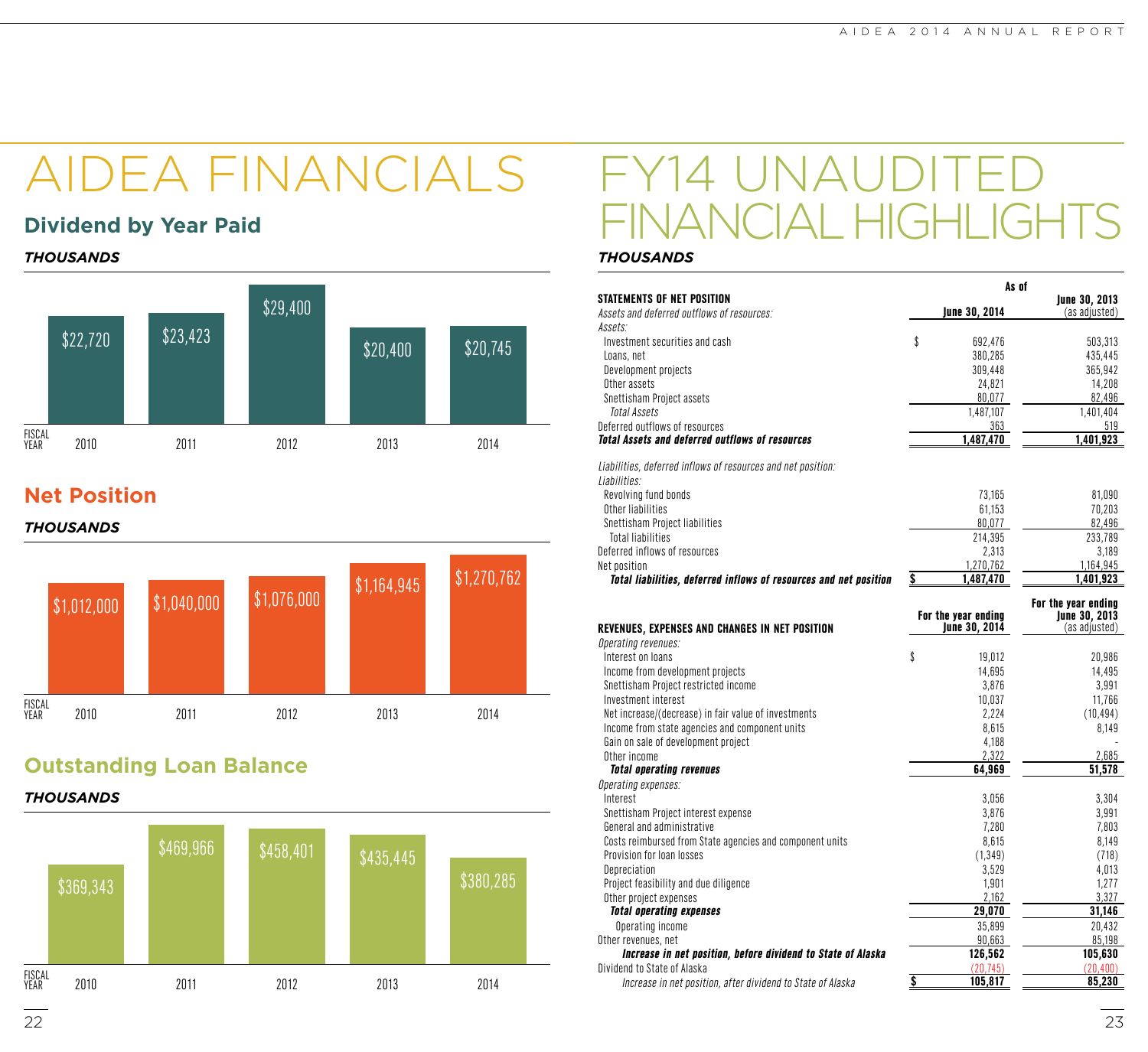# AIDEA FINANCIALS

## Dividend by Year Paid

***THOUSANDS***

| FISCAL YEAR | 2010 | 2011 | 2012 | 2013 | 2014 |
|---|---|---|---|---|---|
| Dividend | $22,720 | $23,423 | $29,400 | $20,400 | $20,745 |

## Net Position

***THOUSANDS***

| FISCAL YEAR | 2010 | 2011 | 2012 | 2013 | 2014 |
|---|---|---|---|---|---|
| Net Position | $1,012,000 | $1,040,000 | $1,076,000 | $1,164,945 | $1,270,762 |

## Outstanding Loan Balance

***THOUSANDS***

| FISCAL YEAR | 2010 | 2011 | 2012 | 2013 | 2014 |
|---|---|---|---|---|---|
| Outstanding Loan Balance | $369,343 | $469,966 | $458,401 | $435,445 | $380,285 |

# FY14 UNAUDITED FINANCIAL HIGHLIGHTS

***THOUSANDS***

| **STATEMENTS OF NET POSITION** | **As of June 30, 2014** | **June 30, 2013** (as adjusted) |
|---|---|---|
| *Assets and deferred outflows of resources:* | | |
| *Assets:* | | |
| Investment securities and cash | $ 692,476 | 503,313 |
| Loans, net | 380,285 | 435,445 |
| Development projects | 309,448 | 365,942 |
| Other assets | 24,821 | 14,208 |
| Snettisham Project assets | 80,077 | 82,496 |
| *Total Assets* | 1,487,107 | 1,401,404 |
| Deferred outflows of resources | 363 | 519 |
| ***Total Assets and deferred outflows of resources*** | **1,487,470** | **1,401,923** |
| *Liabilities, deferred inflows of resources and net position:* | | |
| *Liabilities:* | | |
| Revolving fund bonds | 73,165 | 81,090 |
| Other liabilities | 61,153 | 70,203 |
| Snettisham Project liabilities | 80,077 | 82,496 |
| Total liabilities | 214,395 | 233,789 |
| Deferred inflows of resources | 2,313 | 3,189 |
| Net position | 1,270,762 | 1,164,945 |
| ***Total liabilities, deferred inflows of resources and net position*** | **$ 1,487,470** | **1,401,923** |

| **REVENUES, EXPENSES AND CHANGES IN NET POSITION** | **For the year ending June 30, 2014** | **For the year ending June 30, 2013** (as adjusted) |
|---|---|---|
| *Operating revenues:* | | |
| Interest on loans | $ 19,012 | 20,986 |
| Income from development projects | 14,695 | 14,495 |
| Snettisham Project restricted income | 3,876 | 3,991 |
| Investment interest | 10,037 | 11,766 |
| Net increase/(decrease) in fair value of investments | 2,224 | (10,494) |
| Income from state agencies and component units | 8,615 | 8,149 |
| Gain on sale of development project | 4,188 | - |
| Other income | 2,322 | 2,685 |
| ***Total operating revenues*** | **64,969** | **51,578** |
| *Operating expenses:* | | |
| Interest | 3,056 | 3,304 |
| Snettisham Project interest expense | 3,876 | 3,991 |
| General and administrative | 7,280 | 7,803 |
| Costs reimbursed from State agencies and component units | 8,615 | 8,149 |
| Provision for loan losses | (1,349) | (718) |
| Depreciation | 3,529 | 4,013 |
| Project feasibility and due diligence | 1,901 | 1,277 |
| Other project expenses | 2,162 | 3,327 |
| ***Total operating expenses*** | **29,070** | **31,146** |
| Operating income | 35,899 | 20,432 |
| Other revenues, net | 90,663 | 85,198 |
| ***Increase in net position, before dividend to State of Alaska*** | **126,562** | **105,630** |
| Dividend to State of Alaska | (20,745) | (20,400) |
| *Increase in net position, after dividend to State of Alaska* | **$ 105,817** | **85,230** |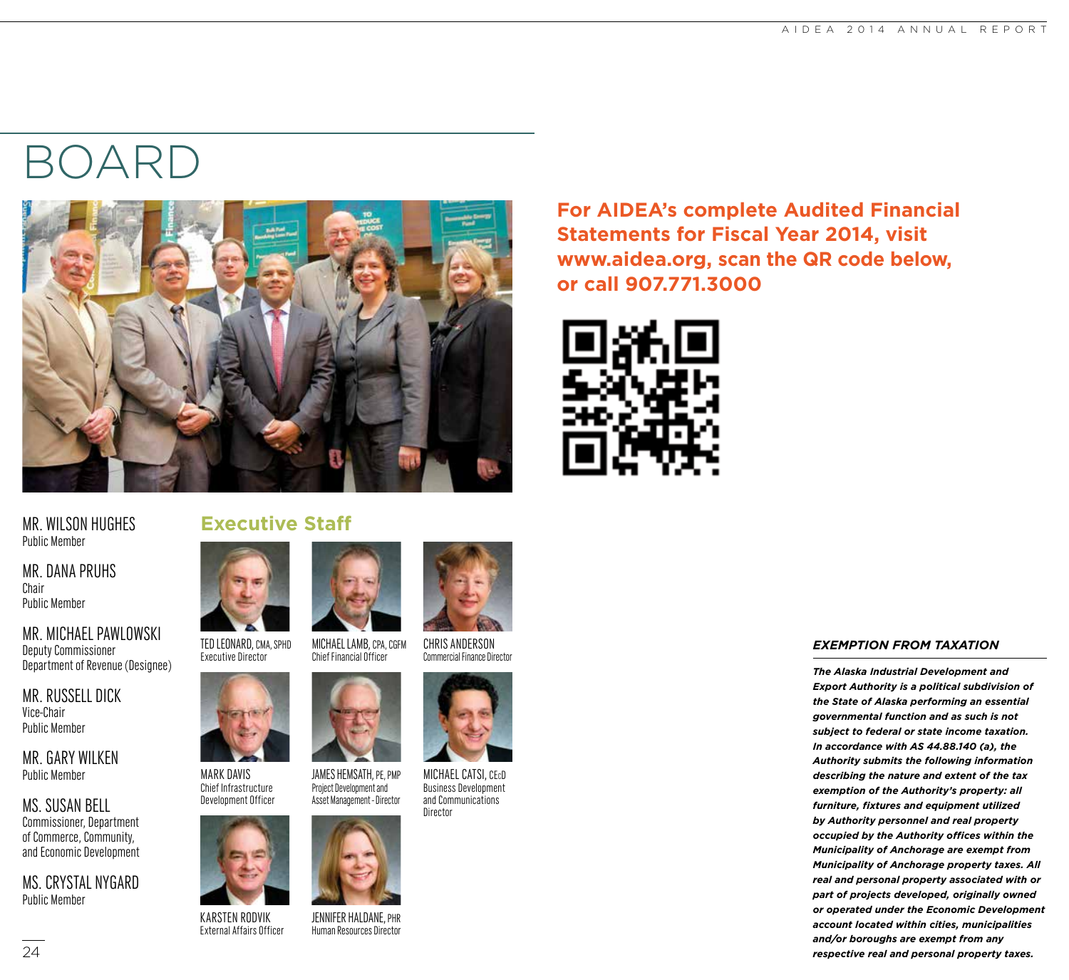# BOARD

**MR. WILSON HUGHES**
Public Member

**MR. DANA PRUHS**
Chair
Public Member

**MR. MICHAEL PAWLOWSKI**
Deputy Commissioner
Department of Revenue (Designee)

**MR. RUSSELL DICK**
Vice-Chair
Public Member

**MR. GARY WILKEN**
Public Member

**MS. SUSAN BELL**
Commissioner, Department of Commerce, Community, and Economic Development

**MS. CRYSTAL NYGARD**
Public Member

## Executive Staff

**TED LEONARD, CMA, SPHD**
Executive Director

**MICHAEL LAMB, CPA, CGFM**
Chief Financial Officer

**CHRIS ANDERSON**
Commercial Finance Director

**MARK DAVIS**
Chief Infrastructure Development Officer

**JAMES HEMSATH, PE, PMP**
Project Development and Asset Management - Director

**MICHAEL CATSI, CEcD**
Business Development and Communications Director

**KARSTEN RODVIK**
External Affairs Officer

**JENNIFER HALDANE, PHR**
Human Resources Director

**For AIDEA's complete Audited Financial Statements for Fiscal Year 2014, visit www.aidea.org, scan the QR code below, or call 907.771.3000**

### *EXEMPTION FROM TAXATION*

***The Alaska Industrial Development and Export Authority is a political subdivision of the State of Alaska performing an essential governmental function and as such is not subject to federal or state income taxation. In accordance with AS 44.88.140 (a), the Authority submits the following information describing the nature and extent of the tax exemption of the Authority's property: all furniture, fixtures and equipment utilized by Authority personnel and real property occupied by the Authority offices within the Municipality of Anchorage are exempt from Municipality of Anchorage property taxes. All real and personal property associated with or part of projects developed, originally owned or operated under the Economic Development account located within cities, municipalities and/or boroughs are exempt from any respective real and personal property taxes.***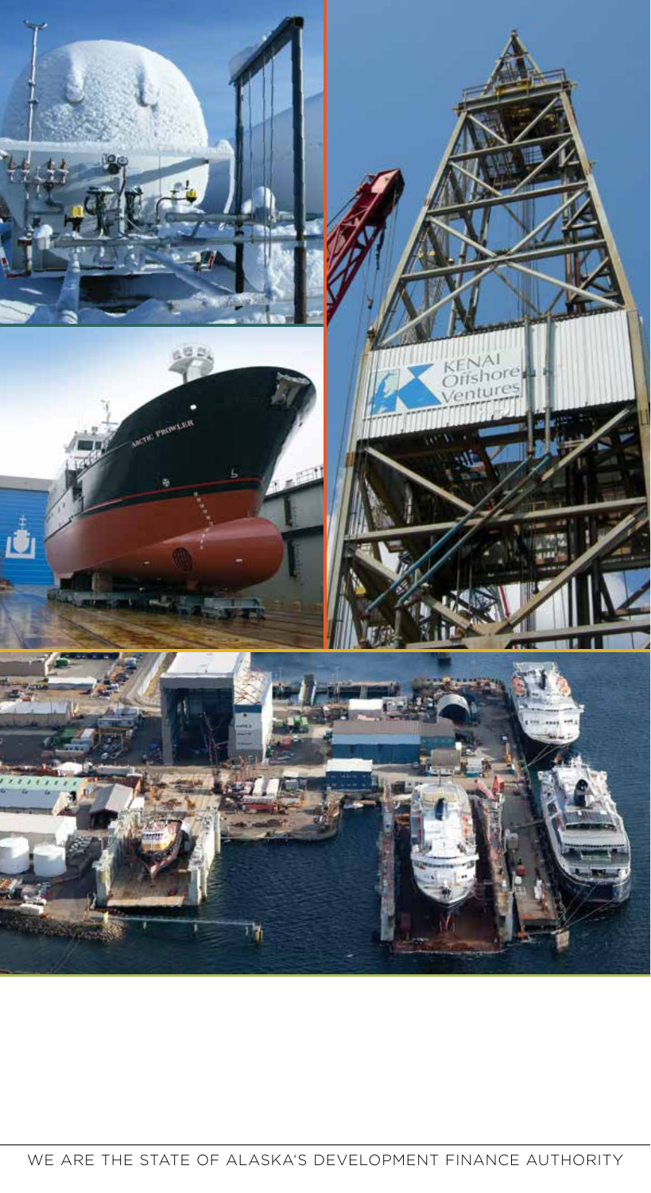WE ARE THE STATE OF ALASKA'S DEVELOPMENT FINANCE AUTHORITY